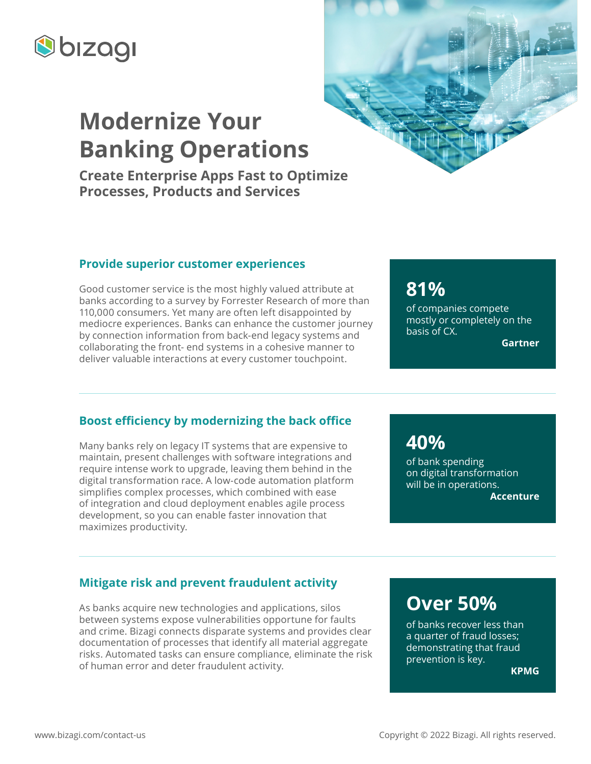bizagi

# Modernize Your Banking Operations

## Create Enterprise Apps Fast to Optimize Processes, Products and Services

### Provide superior customer experiences

Good customer service is the most highly valued attribute at banks according to a survey by Forrester Research of more than 110,000 consumers. Yet many are often left disappointed by mediocre experiences. Banks can enhance the customer journey by connection information from back-end legacy systems and collaborating the front- end systems in a cohesive manner to deliver valuable interactions at every customer touchpoint.

**81%**

of companies compete mostly or completely on the basis of CX.

**Gartner**

### Boost efficiency by modernizing the back office

Many banks rely on legacy IT systems that are expensive to maintain, present challenges with software integrations and require intense work to upgrade, leaving them behind in the digital transformation race. A low-code automation platform simplifies complex processes, which combined with ease of integration and cloud deployment enables agile process development, so you can enable faster innovation that maximizes productivity.

**40%**

of bank spending on digital transformation will be in operations.

**Accenture**

### Mitigate risk and prevent fraudulent activity

As banks acquire new technologies and applications, silos between systems expose vulnerabilities opportune for faults and crime. Bizagi connects disparate systems and provides clear documentation of processes that identify all material aggregate risks. Automated tasks can ensure compliance, eliminate the risk of human error and deter fraudulent activity.

**Over 50%**

of banks recover less than a quarter of fraud losses; demonstrating that fraud prevention is key.

**KPMG**

www.bizagi.com/contact-us

Copyright © 2022 Bizagi. All rights reserved.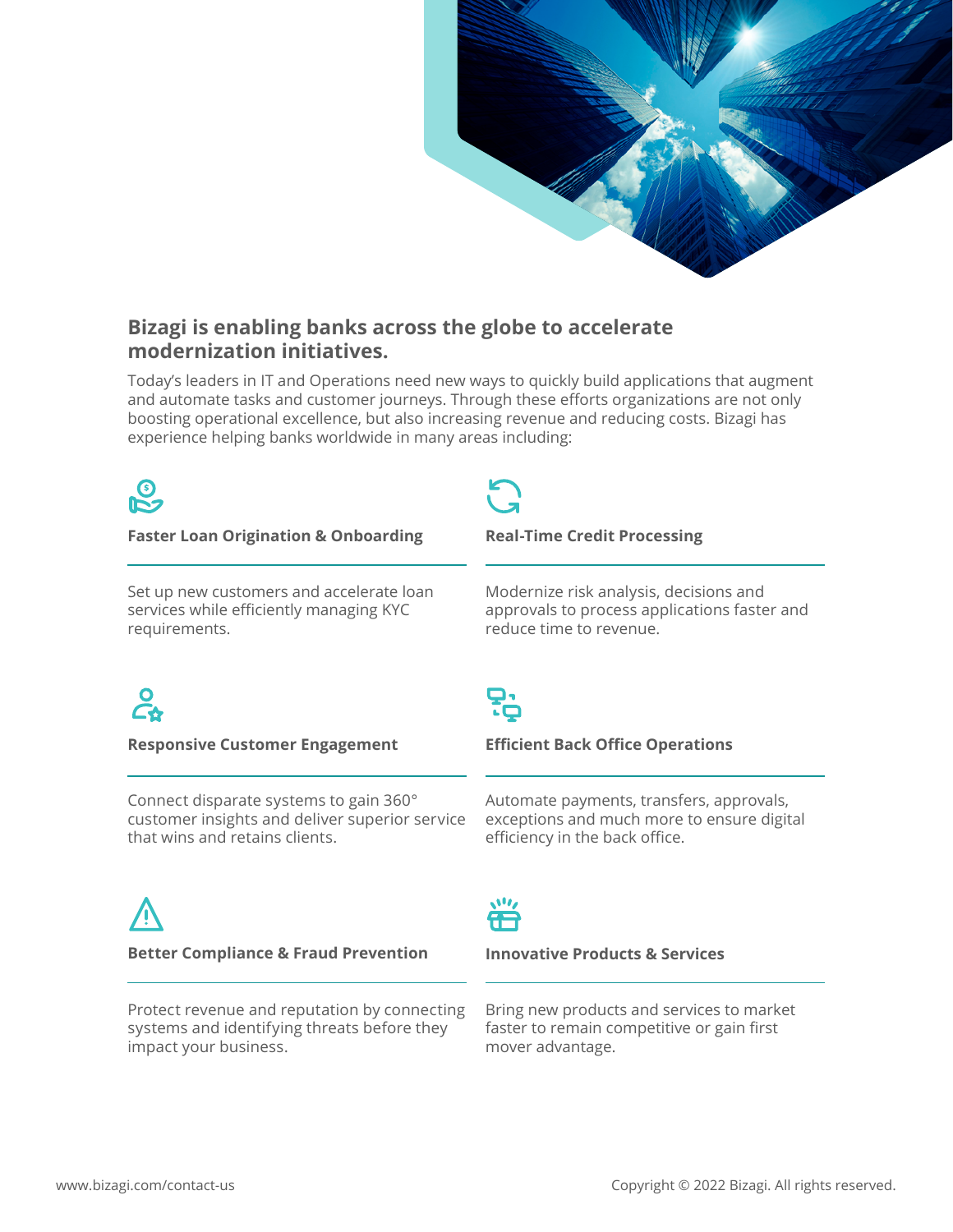## Bizagi is enabling banks across the globe to accelerate modernization initiatives.

Today's leaders in IT and Operations need new ways to quickly build applications that augment and automate tasks and customer journeys. Through these efforts organizations are not only boosting operational excellence, but also increasing revenue and reducing costs. Bizagi has experience helping banks worldwide in many areas including:

### Faster Loan Origination & Onboarding

Set up new customers and accelerate loan services while efficiently managing KYC requirements.

### Real-Time Credit Processing

Modernize risk analysis, decisions and approvals to process applications faster and reduce time to revenue.

### Responsive Customer Engagement

Connect disparate systems to gain 360° customer insights and deliver superior service that wins and retains clients.

### Efficient Back Office Operations

Automate payments, transfers, approvals, exceptions and much more to ensure digital efficiency in the back office.

### Better Compliance & Fraud Prevention

Protect revenue and reputation by connecting systems and identifying threats before they impact your business.

### Innovative Products & Services

Bring new products and services to market faster to remain competitive or gain first mover advantage.

www.bizagi.com/contact-us

Copyright © 2022 Bizagi. All rights reserved.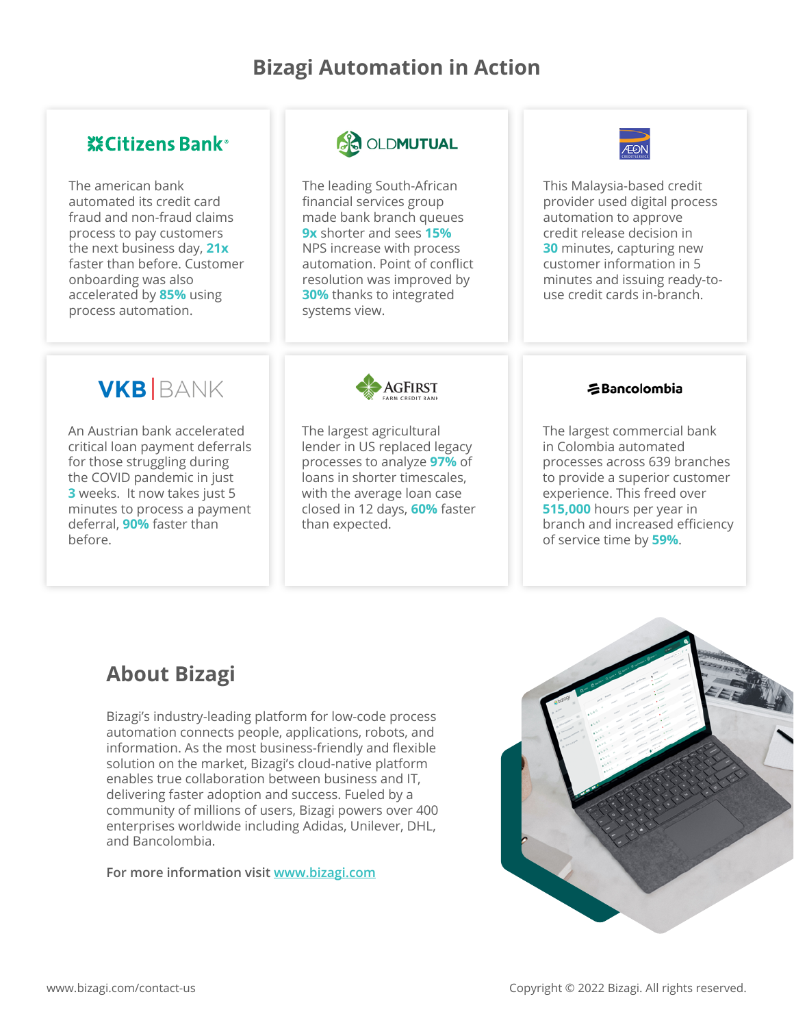# Bizagi Automation in Action

### Citizens Bank

The american bank automated its credit card fraud and non-fraud claims process to pay customers the next business day, **21x** faster than before. Customer onboarding was also accelerated by **85%** using process automation.

### OLDMUTUAL

The leading South-African financial services group made bank branch queues **9x** shorter and sees **15%** NPS increase with process automation. Point of conflict resolution was improved by **30%** thanks to integrated systems view.

### AEON Credit Service

This Malaysia-based credit provider used digital process automation to approve credit release decision in **30** minutes, capturing new customer information in 5 minutes and issuing ready-to-use credit cards in-branch.

### VKB BANK

An Austrian bank accelerated critical loan payment deferrals for those struggling during the COVID pandemic in just **3** weeks. It now takes just 5 minutes to process a payment deferral, **90%** faster than before.

### AgFirst Farm Credit Bank

The largest agricultural lender in US replaced legacy processes to analyze **97%** of loans in shorter timescales, with the average loan case closed in 12 days, **60%** faster than expected.

### Bancolombia

The largest commercial bank in Colombia automated processes across 639 branches to provide a superior customer experience. This freed over **515,000** hours per year in branch and increased efficiency of service time by **59%**.

## About Bizagi

Bizagi's industry-leading platform for low-code process automation connects people, applications, robots, and information. As the most business-friendly and flexible solution on the market, Bizagi's cloud-native platform enables true collaboration between business and IT, delivering faster adoption and success. Fueled by a community of millions of users, Bizagi powers over 400 enterprises worldwide including Adidas, Unilever, DHL, and Bancolombia.

**For more information visit** [www.bizagi.com](www.bizagi.com)

www.bizagi.com/contact-us

Copyright © 2022 Bizagi. All rights reserved.